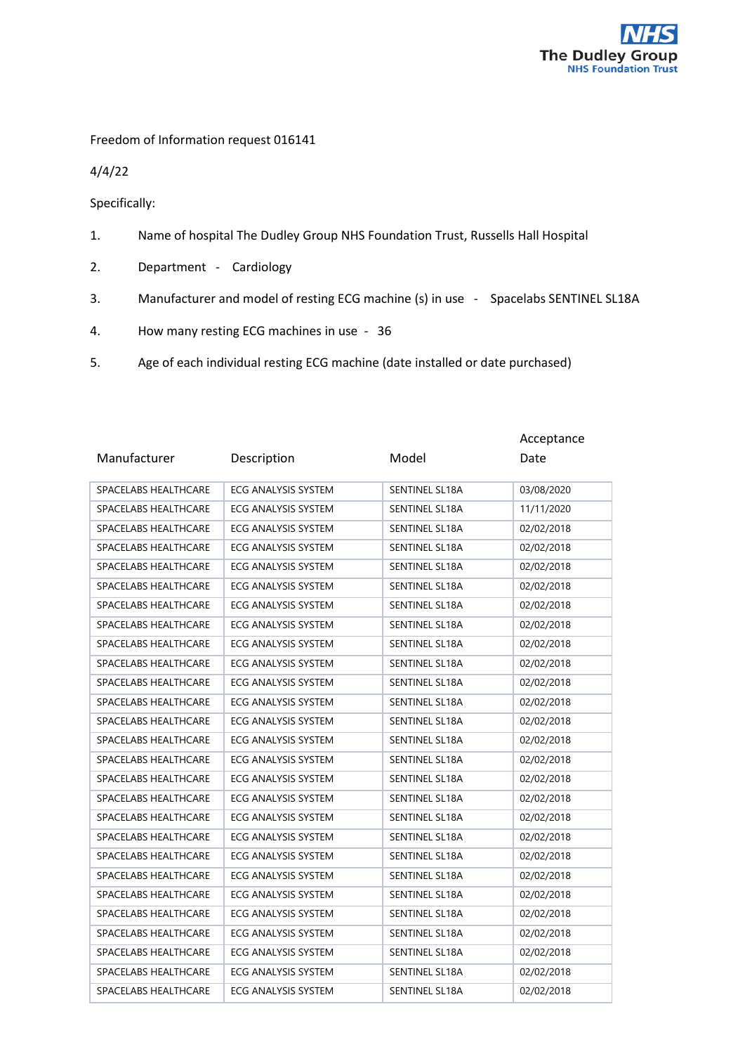The Dudley Group NHS Foundation Trust

Freedom of Information request 016141

4/4/22

Specifically:

1. Name of hospital The Dudley Group NHS Foundation Trust, Russells Hall Hospital
2. Department - Cardiology
3. Manufacturer and model of resting ECG machine (s) in use - Spacelabs SENTINEL SL18A
4. How many resting ECG machines in use - 36
5. Age of each individual resting ECG machine (date installed or date purchased)

| Manufacturer | Description | Model | Acceptance Date |
|---|---|---|---|
| SPACELABS HEALTHCARE | ECG ANALYSIS SYSTEM | SENTINEL SL18A | 03/08/2020 |
| SPACELABS HEALTHCARE | ECG ANALYSIS SYSTEM | SENTINEL SL18A | 11/11/2020 |
| SPACELABS HEALTHCARE | ECG ANALYSIS SYSTEM | SENTINEL SL18A | 02/02/2018 |
| SPACELABS HEALTHCARE | ECG ANALYSIS SYSTEM | SENTINEL SL18A | 02/02/2018 |
| SPACELABS HEALTHCARE | ECG ANALYSIS SYSTEM | SENTINEL SL18A | 02/02/2018 |
| SPACELABS HEALTHCARE | ECG ANALYSIS SYSTEM | SENTINEL SL18A | 02/02/2018 |
| SPACELABS HEALTHCARE | ECG ANALYSIS SYSTEM | SENTINEL SL18A | 02/02/2018 |
| SPACELABS HEALTHCARE | ECG ANALYSIS SYSTEM | SENTINEL SL18A | 02/02/2018 |
| SPACELABS HEALTHCARE | ECG ANALYSIS SYSTEM | SENTINEL SL18A | 02/02/2018 |
| SPACELABS HEALTHCARE | ECG ANALYSIS SYSTEM | SENTINEL SL18A | 02/02/2018 |
| SPACELABS HEALTHCARE | ECG ANALYSIS SYSTEM | SENTINEL SL18A | 02/02/2018 |
| SPACELABS HEALTHCARE | ECG ANALYSIS SYSTEM | SENTINEL SL18A | 02/02/2018 |
| SPACELABS HEALTHCARE | ECG ANALYSIS SYSTEM | SENTINEL SL18A | 02/02/2018 |
| SPACELABS HEALTHCARE | ECG ANALYSIS SYSTEM | SENTINEL SL18A | 02/02/2018 |
| SPACELABS HEALTHCARE | ECG ANALYSIS SYSTEM | SENTINEL SL18A | 02/02/2018 |
| SPACELABS HEALTHCARE | ECG ANALYSIS SYSTEM | SENTINEL SL18A | 02/02/2018 |
| SPACELABS HEALTHCARE | ECG ANALYSIS SYSTEM | SENTINEL SL18A | 02/02/2018 |
| SPACELABS HEALTHCARE | ECG ANALYSIS SYSTEM | SENTINEL SL18A | 02/02/2018 |
| SPACELABS HEALTHCARE | ECG ANALYSIS SYSTEM | SENTINEL SL18A | 02/02/2018 |
| SPACELABS HEALTHCARE | ECG ANALYSIS SYSTEM | SENTINEL SL18A | 02/02/2018 |
| SPACELABS HEALTHCARE | ECG ANALYSIS SYSTEM | SENTINEL SL18A | 02/02/2018 |
| SPACELABS HEALTHCARE | ECG ANALYSIS SYSTEM | SENTINEL SL18A | 02/02/2018 |
| SPACELABS HEALTHCARE | ECG ANALYSIS SYSTEM | SENTINEL SL18A | 02/02/2018 |
| SPACELABS HEALTHCARE | ECG ANALYSIS SYSTEM | SENTINEL SL18A | 02/02/2018 |
| SPACELABS HEALTHCARE | ECG ANALYSIS SYSTEM | SENTINEL SL18A | 02/02/2018 |
| SPACELABS HEALTHCARE | ECG ANALYSIS SYSTEM | SENTINEL SL18A | 02/02/2018 |
| SPACELABS HEALTHCARE | ECG ANALYSIS SYSTEM | SENTINEL SL18A | 02/02/2018 |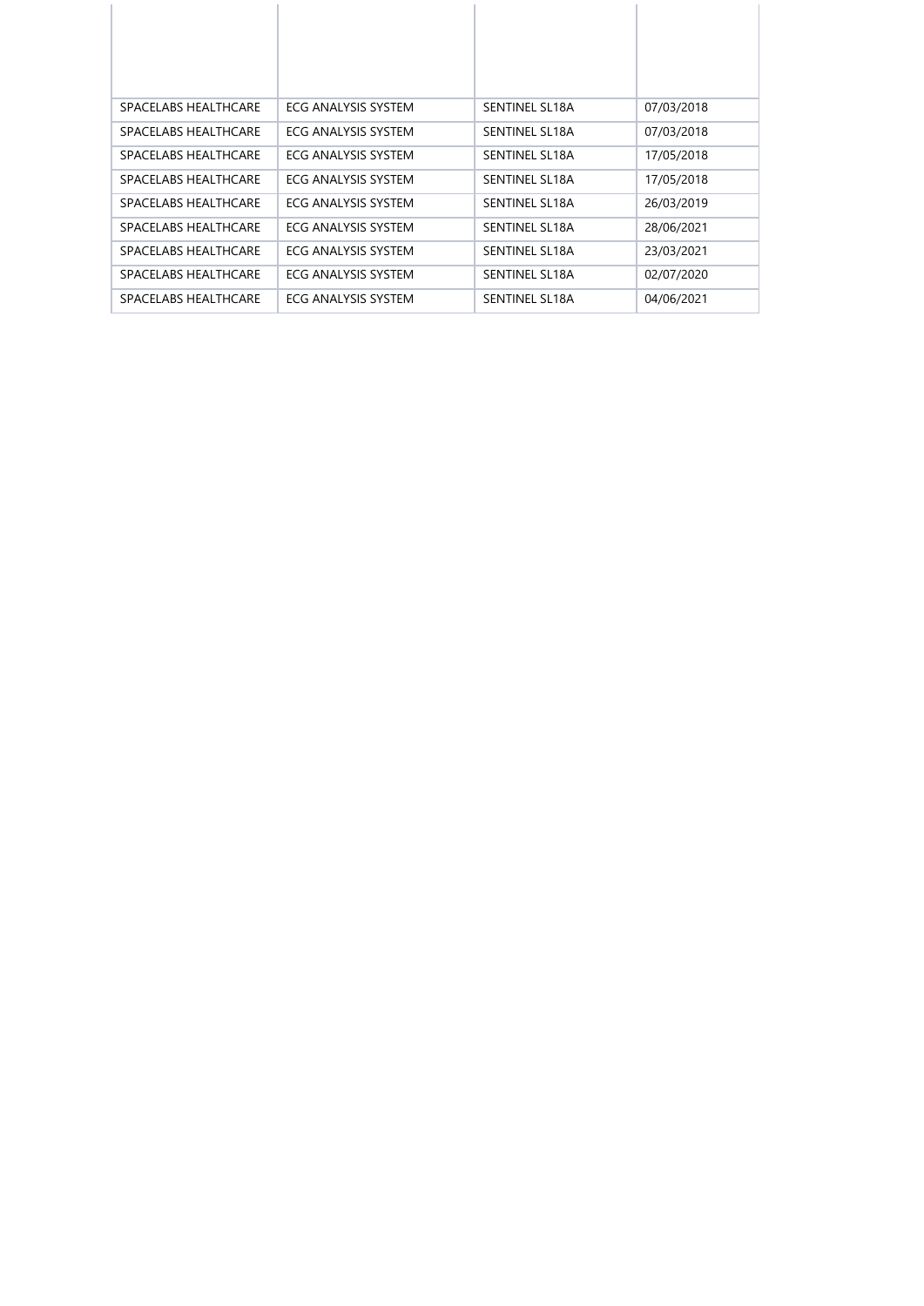| | | | |
|---|---|---|---|
| SPACELABS HEALTHCARE | ECG ANALYSIS SYSTEM | SENTINEL SL18A | 07/03/2018 |
| SPACELABS HEALTHCARE | ECG ANALYSIS SYSTEM | SENTINEL SL18A | 07/03/2018 |
| SPACELABS HEALTHCARE | ECG ANALYSIS SYSTEM | SENTINEL SL18A | 17/05/2018 |
| SPACELABS HEALTHCARE | ECG ANALYSIS SYSTEM | SENTINEL SL18A | 17/05/2018 |
| SPACELABS HEALTHCARE | ECG ANALYSIS SYSTEM | SENTINEL SL18A | 26/03/2019 |
| SPACELABS HEALTHCARE | ECG ANALYSIS SYSTEM | SENTINEL SL18A | 28/06/2021 |
| SPACELABS HEALTHCARE | ECG ANALYSIS SYSTEM | SENTINEL SL18A | 23/03/2021 |
| SPACELABS HEALTHCARE | ECG ANALYSIS SYSTEM | SENTINEL SL18A | 02/07/2020 |
| SPACELABS HEALTHCARE | ECG ANALYSIS SYSTEM | SENTINEL SL18A | 04/06/2021 |